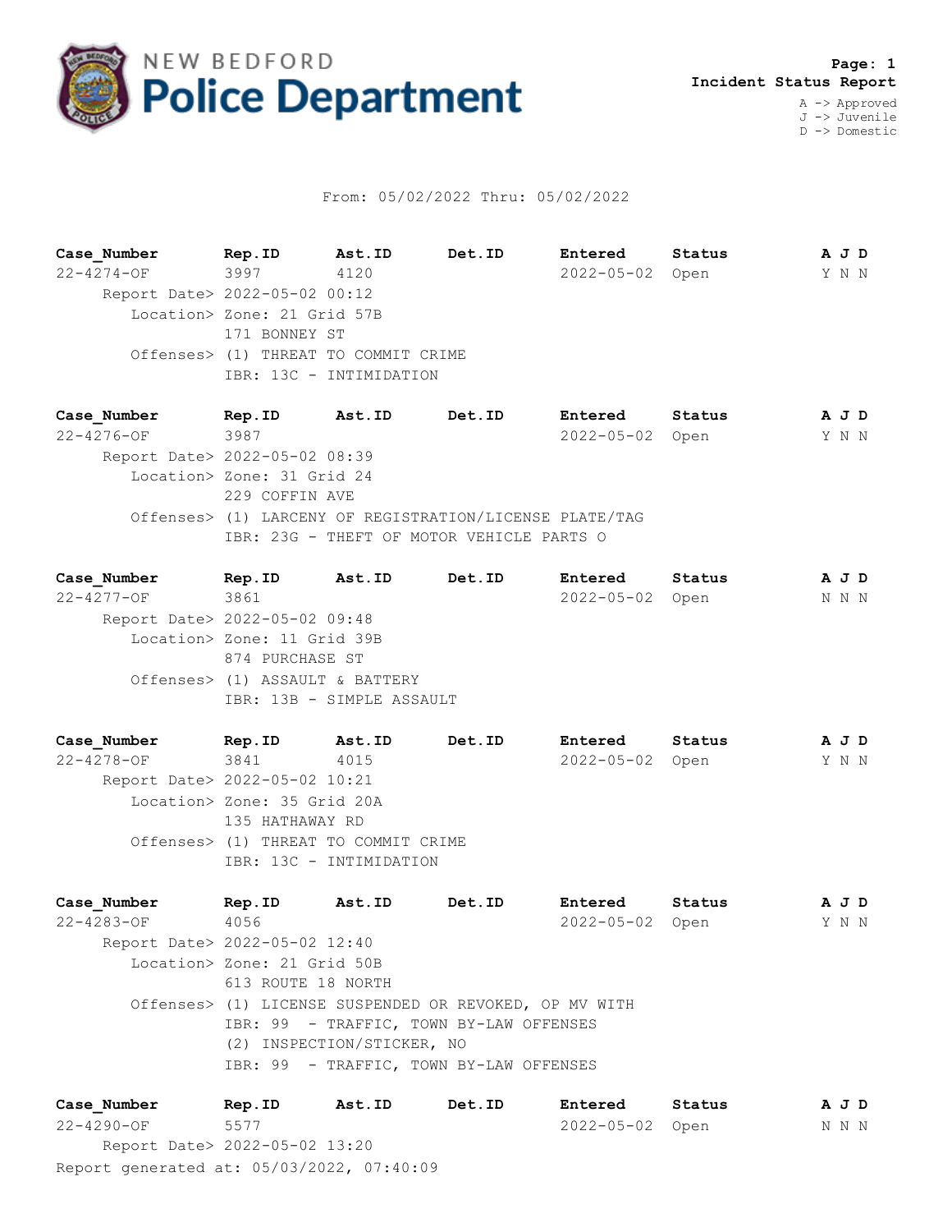# NEW BEDFORD Police Department

**Page: 1**
**Incident Status Report**

A -> Approved
J -> Juvenile
D -> Domestic

From: 05/02/2022 Thru: 05/02/2022

| Case_Number | Rep.ID | Ast.ID | Det.ID | Entered | Status | A J D |
|---|---|---|---|---|---|---|
| 22-4274-OF | 3997 | 4120 | | 2022-05-02 | Open | Y N N |

Report Date> 2022-05-02 00:12
Location> Zone: 21 Grid 57B
171 BONNEY ST
Offenses> (1) THREAT TO COMMIT CRIME
IBR: 13C - INTIMIDATION

| Case_Number | Rep.ID | Ast.ID | Det.ID | Entered | Status | A J D |
|---|---|---|---|---|---|---|
| 22-4276-OF | 3987 | | | 2022-05-02 | Open | Y N N |

Report Date> 2022-05-02 08:39
Location> Zone: 31 Grid 24
229 COFFIN AVE
Offenses> (1) LARCENY OF REGISTRATION/LICENSE PLATE/TAG
IBR: 23G - THEFT OF MOTOR VEHICLE PARTS O

| Case_Number | Rep.ID | Ast.ID | Det.ID | Entered | Status | A J D |
|---|---|---|---|---|---|---|
| 22-4277-OF | 3861 | | | 2022-05-02 | Open | N N N |

Report Date> 2022-05-02 09:48
Location> Zone: 11 Grid 39B
874 PURCHASE ST
Offenses> (1) ASSAULT & BATTERY
IBR: 13B - SIMPLE ASSAULT

| Case_Number | Rep.ID | Ast.ID | Det.ID | Entered | Status | A J D |
|---|---|---|---|---|---|---|
| 22-4278-OF | 3841 | 4015 | | 2022-05-02 | Open | Y N N |

Report Date> 2022-05-02 10:21
Location> Zone: 35 Grid 20A
135 HATHAWAY RD
Offenses> (1) THREAT TO COMMIT CRIME
IBR: 13C - INTIMIDATION

| Case_Number | Rep.ID | Ast.ID | Det.ID | Entered | Status | A J D |
|---|---|---|---|---|---|---|
| 22-4283-OF | 4056 | | | 2022-05-02 | Open | Y N N |

Report Date> 2022-05-02 12:40
Location> Zone: 21 Grid 50B
613 ROUTE 18 NORTH
Offenses> (1) LICENSE SUSPENDED OR REVOKED, OP MV WITH
IBR: 99 - TRAFFIC, TOWN BY-LAW OFFENSES
(2) INSPECTION/STICKER, NO
IBR: 99 - TRAFFIC, TOWN BY-LAW OFFENSES

| Case_Number | Rep.ID | Ast.ID | Det.ID | Entered | Status | A J D |
|---|---|---|---|---|---|---|
| 22-4290-OF | 5577 | | | 2022-05-02 | Open | N N N |

Report Date> 2022-05-02 13:20

Report generated at: 05/03/2022, 07:40:09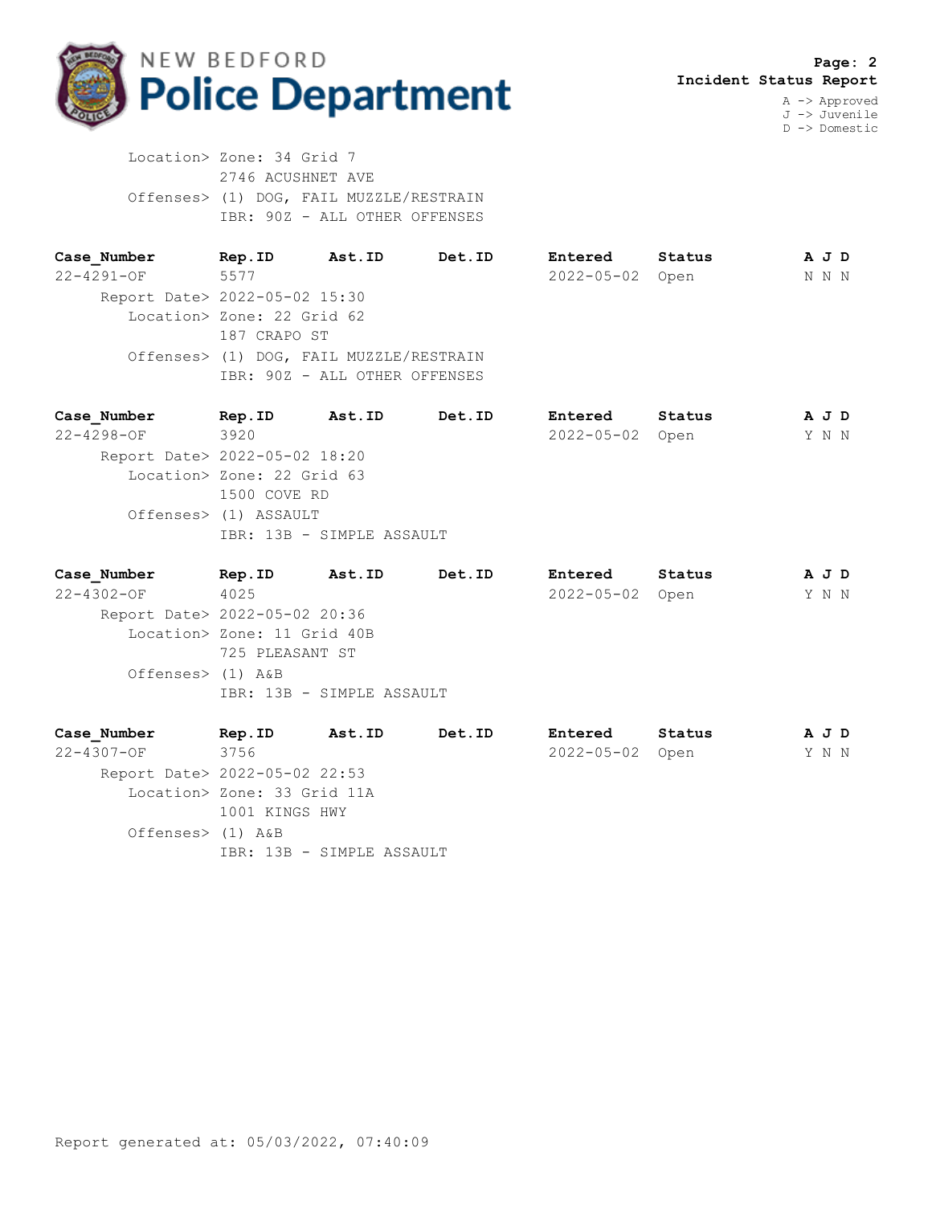Location> Zone: 34 Grid 7
2746 ACUSHNET AVE
Offenses> (1) DOG, FAIL MUZZLE/RESTRAIN
IBR: 90Z - ALL OTHER OFFENSES

| Case_Number | Rep.ID | Ast.ID | Det.ID | Entered | Status | A J D |
|---|---|---|---|---|---|---|
| 22-4291-OF | 5577 | | | 2022-05-02 | Open | N N N |

Report Date> 2022-05-02 15:30
Location> Zone: 22 Grid 62
187 CRAPO ST
Offenses> (1) DOG, FAIL MUZZLE/RESTRAIN
IBR: 90Z - ALL OTHER OFFENSES

| Case_Number | Rep.ID | Ast.ID | Det.ID | Entered | Status | A J D |
|---|---|---|---|---|---|---|
| 22-4298-OF | 3920 | | | 2022-05-02 | Open | Y N N |

Report Date> 2022-05-02 18:20
Location> Zone: 22 Grid 63
1500 COVE RD
Offenses> (1) ASSAULT
IBR: 13B - SIMPLE ASSAULT

| Case_Number | Rep.ID | Ast.ID | Det.ID | Entered | Status | A J D |
|---|---|---|---|---|---|---|
| 22-4302-OF | 4025 | | | 2022-05-02 | Open | Y N N |

Report Date> 2022-05-02 20:36
Location> Zone: 11 Grid 40B
725 PLEASANT ST
Offenses> (1) A&B
IBR: 13B - SIMPLE ASSAULT

| Case_Number | Rep.ID | Ast.ID | Det.ID | Entered | Status | A J D |
|---|---|---|---|---|---|---|
| 22-4307-OF | 3756 | | | 2022-05-02 | Open | Y N N |

Report Date> 2022-05-02 22:53
Location> Zone: 33 Grid 11A
1001 KINGS HWY
Offenses> (1) A&B
IBR: 13B - SIMPLE ASSAULT